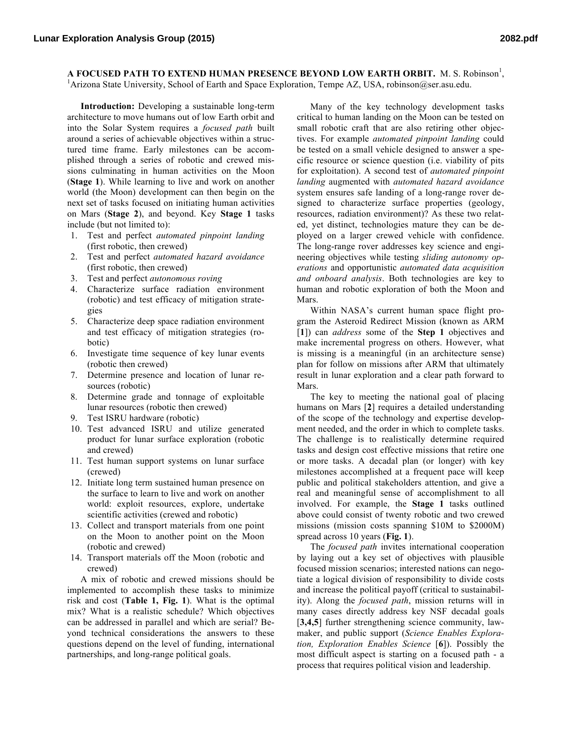**A FOCUSED PATH TO EXTEND HUMAN PRESENCE BEYOND LOW EARTH ORBIT.** M. S. Robinson[1], [1]Arizona State University, School of Earth and Space Exploration, Tempe AZ, USA, robinson@ser.asu.edu.

**Introduction:** Developing a sustainable long-term architecture to move humans out of low Earth orbit and into the Solar System requires a *focused path* built around a series of achievable objectives within a structured time frame. Early milestones can be accomplished through a series of robotic and crewed missions culminating in human activities on the Moon (**Stage 1**). While learning to live and work on another world (the Moon) development can then begin on the next set of tasks focused on initiating human activities on Mars (**Stage 2**), and beyond. Key **Stage 1** tasks include (but not limited to):

1. Test and perfect *automated pinpoint landing* (first robotic, then crewed)
2. Test and perfect *automated hazard avoidance* (first robotic, then crewed)
3. Test and perfect *autonomous roving*
4. Characterize surface radiation environment (robotic) and test efficacy of mitigation strategies
5. Characterize deep space radiation environment and test efficacy of mitigation strategies (robotic)
6. Investigate time sequence of key lunar events (robotic then crewed)
7. Determine presence and location of lunar resources (robotic)
8. Determine grade and tonnage of exploitable lunar resources (robotic then crewed)
9. Test ISRU hardware (robotic)
10. Test advanced ISRU and utilize generated product for lunar surface exploration (robotic and crewed)
11. Test human support systems on lunar surface (crewed)
12. Initiate long term sustained human presence on the surface to learn to live and work on another world: exploit resources, explore, undertake scientific activities (crewed and robotic)
13. Collect and transport materials from one point on the Moon to another point on the Moon (robotic and crewed)
14. Transport materials off the Moon (robotic and crewed)

A mix of robotic and crewed missions should be implemented to accomplish these tasks to minimize risk and cost (**Table 1, Fig. 1**). What is the optimal mix? What is a realistic schedule? Which objectives can be addressed in parallel and which are serial? Beyond technical considerations the answers to these questions depend on the level of funding, international partnerships, and long-range political goals.

Many of the key technology development tasks critical to human landing on the Moon can be tested on small robotic craft that are also retiring other objectives. For example *automated pinpoint landing* could be tested on a small vehicle designed to answer a specific resource or science question (i.e. viability of pits for exploitation). A second test of *automated pinpoint landing* augmented with *automated hazard avoidance* system ensures safe landing of a long-range rover designed to characterize surface properties (geology, resources, radiation environment)? As these two related, yet distinct, technologies mature they can be deployed on a larger crewed vehicle with confidence. The long-range rover addresses key science and engineering objectives while testing *sliding autonomy operations* and opportunistic *automated data acquisition and onboard analysis*. Both technologies are key to human and robotic exploration of both the Moon and Mars.

Within NASA's current human space flight program the Asteroid Redirect Mission (known as ARM [**1**]) can *address* some of the **Step 1** objectives and make incremental progress on others. However, what is missing is a meaningful (in an architecture sense) plan for follow on missions after ARM that ultimately result in lunar exploration and a clear path forward to Mars.

The key to meeting the national goal of placing humans on Mars [**2**] requires a detailed understanding of the scope of the technology and expertise development needed, and the order in which to complete tasks. The challenge is to realistically determine required tasks and design cost effective missions that retire one or more tasks. A decadal plan (or longer) with key milestones accomplished at a frequent pace will keep public and political stakeholders attention, and give a real and meaningful sense of accomplishment to all involved. For example, the **Stage 1** tasks outlined above could consist of twenty robotic and two crewed missions (mission costs spanning \$10M to \$2000M) spread across 10 years (**Fig. 1**).

The *focused path* invites international cooperation by laying out a key set of objectives with plausible focused mission scenarios; interested nations can negotiate a logical division of responsibility to divide costs and increase the political payoff (critical to sustainability). Along the *focused path*, mission returns will in many cases directly address key NSF decadal goals [**3,4,5**] further strengthening science community, lawmaker, and public support (*Science Enables Exploration, Exploration Enables Science* [**6**]). Possibly the most difficult aspect is starting on a focused path - a process that requires political vision and leadership.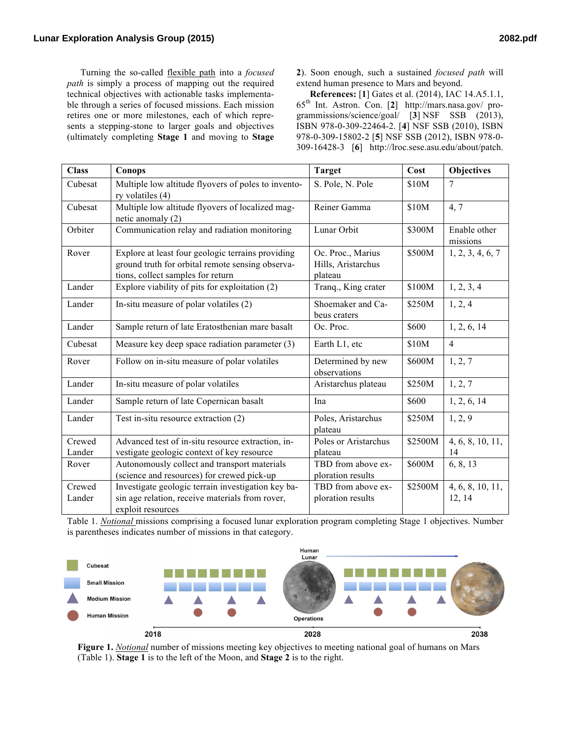Turning the so-called flexible path into a *focused path* is simply a process of mapping out the required technical objectives with actionable tasks implementable through a series of focused missions. Each mission retires one or more milestones, each of which represents a stepping-stone to larger goals and objectives (ultimately completing **Stage 1** and moving to **Stage 2**). Soon enough, such a sustained *focused path* will extend human presence to Mars and beyond.

**References:** [**1**] Gates et al. (2014), IAC 14.A5.1.1, 65th Int. Astron. Con. [**2**] http://mars.nasa.gov/ programmissions/science/goal/ [**3**] NSF SSB (2013), ISBN 978-0-309-22464-2. [**4**] NSF SSB (2010), ISBN 978-0-309-15802-2 [**5**] NSF SSB (2012), ISBN 978-0-309-16428-3 [**6**] http://lroc.sese.asu.edu/about/patch.

| Class | Conops | Target | Cost | Objectives |
|---|---|---|---|---|
| Cubesat | Multiple low altitude flyovers of poles to inventory volatiles (4) | S. Pole, N. Pole | $10M | 7 |
| Cubesat | Multiple low altitude flyovers of localized magnetic anomaly (2) | Reiner Gamma | $10M | 4, 7 |
| Orbiter | Communication relay and radiation monitoring | Lunar Orbit | $300M | Enable other missions |
| Rover | Explore at least four geologic terrains providing ground truth for orbital remote sensing observations, collect samples for return | Oc. Proc., Marius Hills, Aristarchus plateau | $500M | 1, 2, 3, 4, 6, 7 |
| Lander | Explore viability of pits for exploitation (2) | Tranq., King crater | $100M | 1, 2, 3, 4 |
| Lander | In-situ measure of polar volatiles (2) | Shoemaker and Cabeus craters | $250M | 1, 2, 4 |
| Lander | Sample return of late Eratosthenian mare basalt | Oc. Proc. | $600 | 1, 2, 6, 14 |
| Cubesat | Measure key deep space radiation parameter (3) | Earth L1, etc | $10M | 4 |
| Rover | Follow on in-situ measure of polar volatiles | Determined by new observations | $600M | 1, 2, 7 |
| Lander | In-situ measure of polar volatiles | Aristarchus plateau | $250M | 1, 2, 7 |
| Lander | Sample return of late Copernican basalt | Ina | $600 | 1, 2, 6, 14 |
| Lander | Test in-situ resource extraction (2) | Poles, Aristarchus plateau | $250M | 1, 2, 9 |
| Crewed Lander | Advanced test of in-situ resource extraction, investigate geologic context of key resource | Poles or Aristarchus plateau | $2500M | 4, 6, 8, 10, 11, 14 |
| Rover | Autonomously collect and transport materials (science and resources) for crewed pick-up | TBD from above exploration results | $600M | 6, 8, 13 |
| Crewed Lander | Investigate geologic terrain investigation key basin age relation, receive materials from rover, exploit resources | TBD from above exploration results | $2500M | 4, 6, 8, 10, 11, 12, 14 |

Table 1. *Notional* missions comprising a focused lunar exploration program completing Stage 1 objectives. Number is parentheses indicates number of missions in that category.

Cubesat
Small Mission
Medium Mission
Human Mission
Human Lunar
Operations
2018
2028
2038

**Figure 1.** *Notional* number of missions meeting key objectives to meeting national goal of humans on Mars (Table 1). **Stage 1** is to the left of the Moon, and **Stage 2** is to the right.